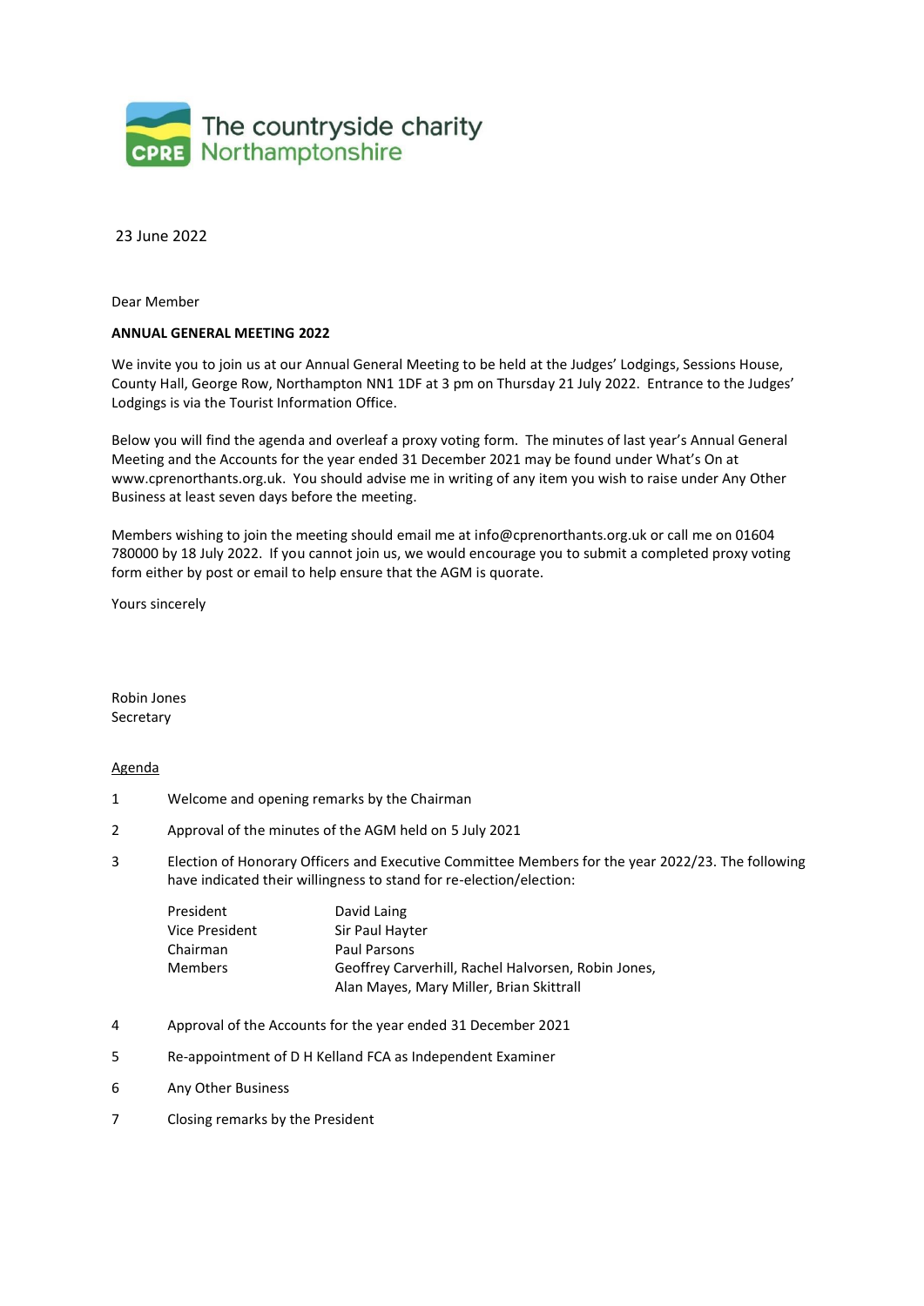The countryside charity
CPRE Northamptonshire

23 June 2022

Dear Member

**ANNUAL GENERAL MEETING 2022**

We invite you to join us at our Annual General Meeting to be held at the Judges' Lodgings, Sessions House, County Hall, George Row, Northampton NN1 1DF at 3 pm on Thursday 21 July 2022. Entrance to the Judges' Lodgings is via the Tourist Information Office.

Below you will find the agenda and overleaf a proxy voting form. The minutes of last year's Annual General Meeting and the Accounts for the year ended 31 December 2021 may be found under What's On at www.cprenorthants.org.uk. You should advise me in writing of any item you wish to raise under Any Other Business at least seven days before the meeting.

Members wishing to join the meeting should email me at info@cprenorthants.org.uk or call me on 01604 780000 by 18 July 2022. If you cannot join us, we would encourage you to submit a completed proxy voting form either by post or email to help ensure that the AGM is quorate.

Yours sincerely

Robin Jones
Secretary

<u>Agenda</u>

1. Welcome and opening remarks by the Chairman
2. Approval of the minutes of the AGM held on 5 July 2021
3. Election of Honorary Officers and Executive Committee Members for the year 2022/23. The following have indicated their willingness to stand for re-election/election:

   | | |
   |---|---|
   | President | David Laing |
   | Vice President | Sir Paul Hayter |
   | Chairman | Paul Parsons |
   | Members | Geoffrey Carverhill, Rachel Halvorsen, Robin Jones, Alan Mayes, Mary Miller, Brian Skittrall |

4. Approval of the Accounts for the year ended 31 December 2021
5. Re-appointment of D H Kelland FCA as Independent Examiner
6. Any Other Business
7. Closing remarks by the President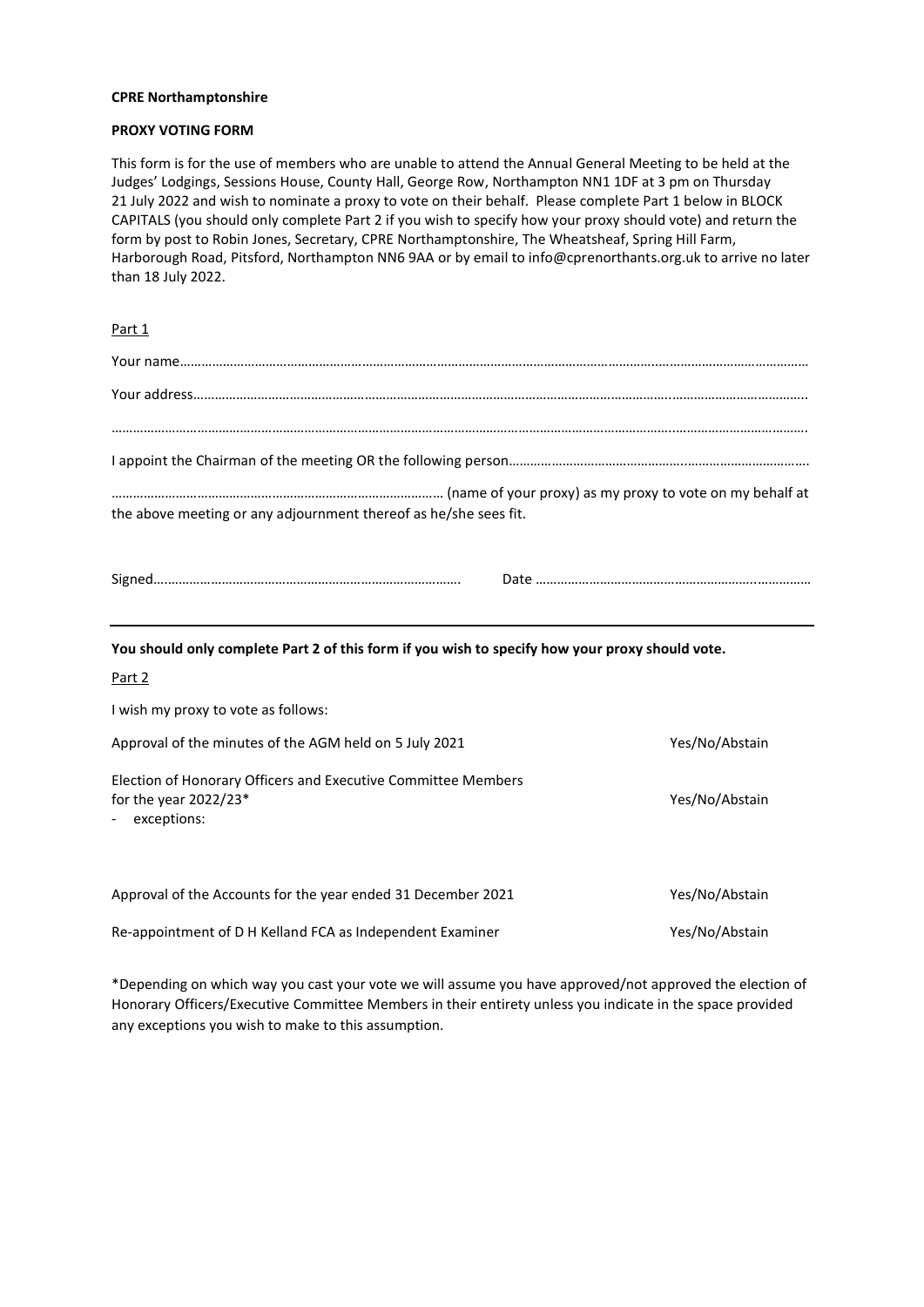**CPRE Northamptonshire**

**PROXY VOTING FORM**

This form is for the use of members who are unable to attend the Annual General Meeting to be held at the Judges' Lodgings, Sessions House, County Hall, George Row, Northampton NN1 1DF at 3 pm on Thursday 21 July 2022 and wish to nominate a proxy to vote on their behalf. Please complete Part 1 below in BLOCK CAPITALS (you should only complete Part 2 if you wish to specify how your proxy should vote) and return the form by post to Robin Jones, Secretary, CPRE Northamptonshire, The Wheatsheaf, Spring Hill Farm, Harborough Road, Pitsford, Northampton NN6 9AA or by email to info@cprenorthants.org.uk to arrive no later than 18 July 2022.

Part 1

Your name……………………………………………………………………………………………………………………………………………

Your address…………………………………………………………………………………………………………………………………………

……………………………………………………………………………………………………………………………………………………………

I appoint the Chairman of the meeting OR the following person…………………………………………………………………

……………………………………………………………………… (name of your proxy) as my proxy to vote on my behalf at the above meeting or any adjournment thereof as he/she sees fit.

Signed………………………………………………………………………… Date ……………………………………………………………

---

**You should only complete Part 2 of this form if you wish to specify how your proxy should vote.**

Part 2

I wish my proxy to vote as follows:

| | |
|---|---|
| Approval of the minutes of the AGM held on 5 July 2021 | Yes/No/Abstain |
| Election of Honorary Officers and Executive Committee Members for the year 2022/23* <br> - exceptions: | Yes/No/Abstain |
| Approval of the Accounts for the year ended 31 December 2021 | Yes/No/Abstain |
| Re-appointment of D H Kelland FCA as Independent Examiner | Yes/No/Abstain |

*Depending on which way you cast your vote we will assume you have approved/not approved the election of Honorary Officers/Executive Committee Members in their entirety unless you indicate in the space provided any exceptions you wish to make to this assumption.